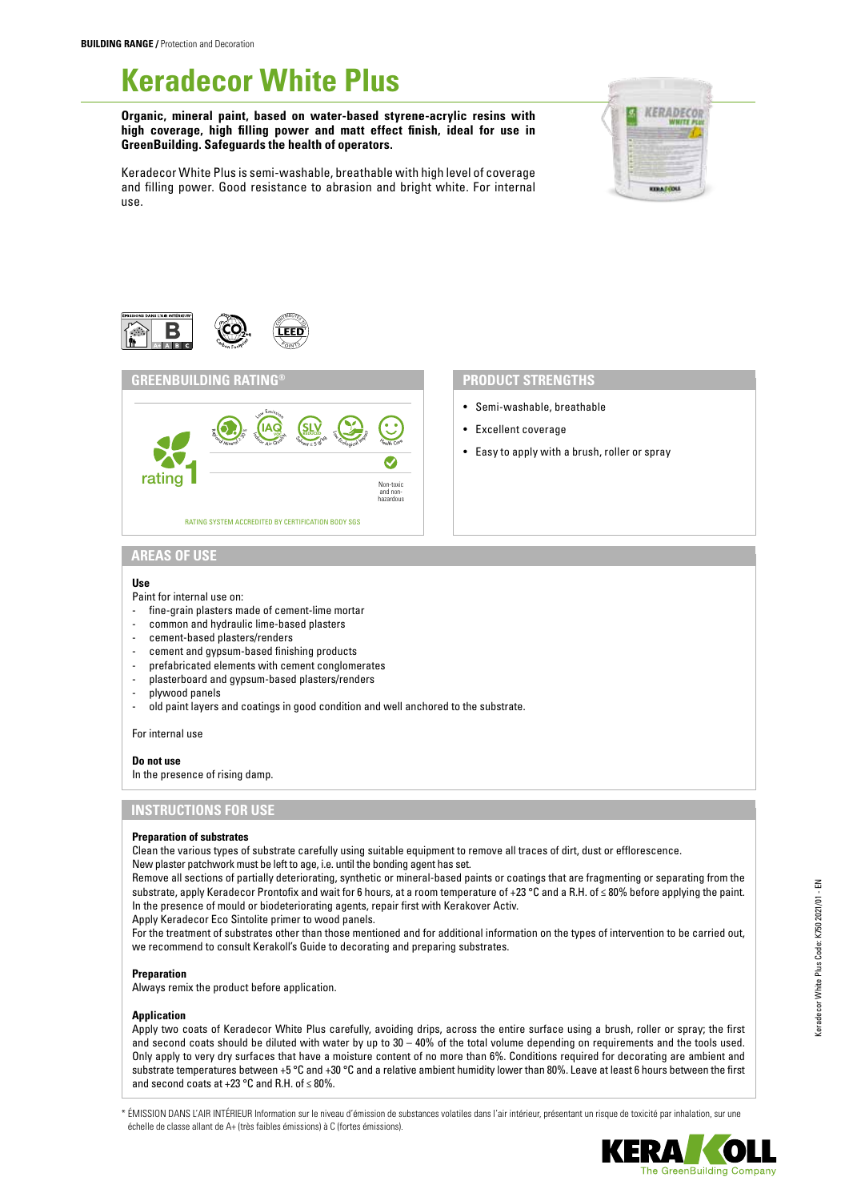**BUILDING RANGE /** Protection and Decoration

# Keradecor White Plus

**Organic, mineral paint, based on water-based styrene-acrylic resins with high coverage, high filling power and matt effect finish, ideal for use in GreenBuilding. Safeguards the health of operators.**

Keradecor White Plus is semi-washable, breathable with high level of coverage and filling power. Good resistance to abrasion and bright white. For internal use.

## GREENBUILDING RATING®

rating 1

Regional Mineral ≥ 30% · Low Emission IAQ VOC Indoor Air Quality · SLV Solvent ≤ 5 g/l · Low Ecological Impact · Health Care

Non-toxic and non-hazardous

RATING SYSTEM ACCREDITED BY CERTIFICATION BODY SGS

## PRODUCT STRENGTHS

- Semi-washable, breathable
- Excellent coverage
- Easy to apply with a brush, roller or spray

## AREAS OF USE

**Use**

Paint for internal use on:

- fine-grain plasters made of cement-lime mortar
- common and hydraulic lime-based plasters
- cement-based plasters/renders
- cement and gypsum-based finishing products
- prefabricated elements with cement conglomerates
- plasterboard and gypsum-based plasters/renders
- plywood panels
- old paint layers and coatings in good condition and well anchored to the substrate.

For internal use

**Do not use**

In the presence of rising damp.

## INSTRUCTIONS FOR USE

**Preparation of substrates**

Clean the various types of substrate carefully using suitable equipment to remove all traces of dirt, dust or efflorescence.
New plaster patchwork must be left to age, i.e. until the bonding agent has set.
Remove all sections of partially deteriorating, synthetic or mineral-based paints or coatings that are fragmenting or separating from the substrate, apply Keradecor Prontofix and wait for 6 hours, at a room temperature of +23 °C and a R.H. of ≤ 80% before applying the paint.
In the presence of mould or biodeteriorating agents, repair first with Kerakover Activ.
Apply Keradecor Eco Sintolite primer to wood panels.
For the treatment of substrates other than those mentioned and for additional information on the types of intervention to be carried out, we recommend to consult Kerakoll's Guide to decorating and preparing substrates.

**Preparation**

Always remix the product before application.

**Application**

Apply two coats of Keradecor White Plus carefully, avoiding drips, across the entire surface using a brush, roller or spray; the first and second coats should be diluted with water by up to 30 – 40% of the total volume depending on requirements and the tools used. Only apply to very dry surfaces that have a moisture content of no more than 6%. Conditions required for decorating are ambient and substrate temperatures between +5 °C and +30 °C and a relative ambient humidity lower than 80%. Leave at least 6 hours between the first and second coats at +23 °C and R.H. of ≤ 80%.

\* ÉMISSION DANS L'AIR INTÉRIEUR Information sur le niveau d'émission de substances volatiles dans l'air intérieur, présentant un risque de toxicité par inhalation, sur une échelle de classe allant de A+ (très faibles émissions) à C (fortes émissions).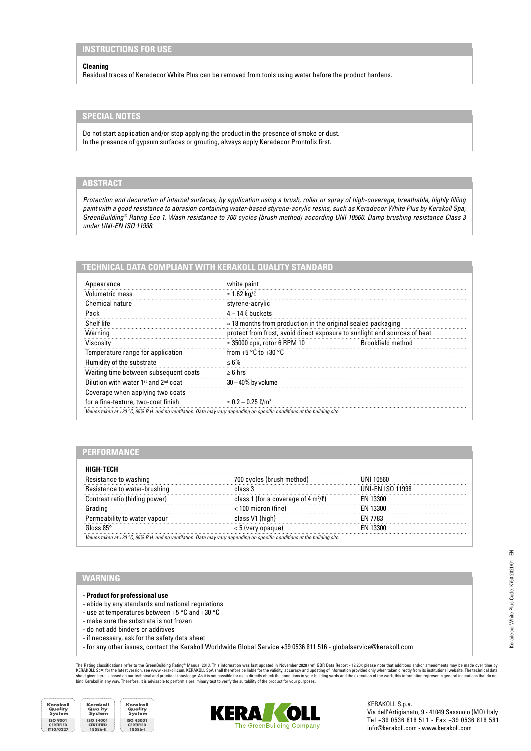## INSTRUCTIONS FOR USE

**Cleaning**
Residual traces of Keradecor White Plus can be removed from tools using water before the product hardens.

## SPECIAL NOTES

Do not start application and/or stop applying the product in the presence of smoke or dust.
In the presence of gypsum surfaces or grouting, always apply Keradecor Prontofix first.

## ABSTRACT

*Protection and decoration of internal surfaces, by application using a brush, roller or spray of high-coverage, breathable, highly filling paint with a good resistance to abrasion containing water-based styrene-acrylic resins, such as Keradecor White Plus by Kerakoll Spa, GreenBuilding® Rating Eco 1. Wash resistance to 700 cycles (brush method) according UNI 10560. Damp brushing resistance Class 3 under UNI-EN ISO 11998.*

## TECHNICAL DATA COMPLIANT WITH KERAKOLL QUALITY STANDARD

| | | |
|---|---|---|
| Appearance | white paint | |
| Volumetric mass | ≈ 1.62 kg/ℓ | |
| Chemical nature | styrene-acrylic | |
| Pack | 4 – 14 ℓ buckets | |
| Shelf life | ≈ 18 months from production in the original sealed packaging | |
| Warning | protect from frost, avoid direct exposure to sunlight and sources of heat | |
| Viscosity | ≈ 35000 cps, rotor 6 RPM 10 | Brookfield method |
| Temperature range for application | from +5 °C to +30 °C | |
| Humidity of the substrate | ≤ 6% | |
| Waiting time between subsequent coats | ≥ 6 hrs | |
| Dilution with water 1st and 2nd coat | 30 – 40% by volume | |
| Coverage when applying two coats for a fine-texture, two-coat finish | ≈ 0.2 – 0.25 ℓ/m² | |

*Values taken at +20 °C, 65% R.H. and no ventilation. Data may vary depending on specific conditions at the building site.*

## PERFORMANCE

| HIGH-TECH | | |
|---|---|---|
| Resistance to washing | 700 cycles (brush method) | UNI 10560 |
| Resistance to water-brushing | class 3 | UNI-EN ISO 11998 |
| Contrast ratio (hiding power) | class 1 (for a coverage of 4 m²/ℓ) | EN 13300 |
| Grading | < 100 micron (fine) | EN 13300 |
| Permeability to water vapour | class V1 (high) | EN 7783 |
| Gloss 85° | < 5 (very opaque) | EN 13300 |

*Values taken at +20 °C, 65% R.H. and no ventilation. Data may vary depending on specific conditions at the building site.*

## WARNING

- **Product for professional use**
- abide by any standards and national regulations
- use at temperatures between +5 °C and +30 °C
- make sure the substrate is not frozen
- do not add binders or additives
- if necessary, ask for the safety data sheet
- for any other issues, contact the Kerakoll Worldwide Global Service +39 0536 811 516 - globalservice@kerakoll.com

The Rating classifications refer to the GreenBuilding Rating® Manual 2013. This information was last updated in November 2020 (ref. GBR Data Report - 12.20); please note that additions and/or amendments may be made over time by KERAKOLL SpA; for the latest version, see www.kerakoll.com. KERAKOLL SpA shall therefore be liable for the validity, accuracy and updating of information provided only when taken directly from its institutional website. The technical data sheet given here is based on our technical and practical knowledge. As it is not possible for us to directly check the conditions in your building yards and the execution of the work, this information represents general indications that do not bind Kerakoll in any way. Therefore, it is advisable to perform a preliminary test to verify the suitability of the product for your purposes.

Kerakoll Quality System ISO 9001 CERTIFIED IT10/0327 — Kerakoll Quality System ISO 14001 CERTIFIED 18586-E — Kerakoll Quality System ISO 45001 CERTIFIED 18586-I

KERAKOLL The GreenBuilding Company

KERAKOLL S.p.a.
Via dell'Artigianato, 9 - 41049 Sassuolo (MO) Italy
Tel +39 0536 816 511 - Fax +39 0536 816 581
info@kerakoll.com - www.kerakoll.com

Keradecor White Plus Code: K750 2021/01 - EN